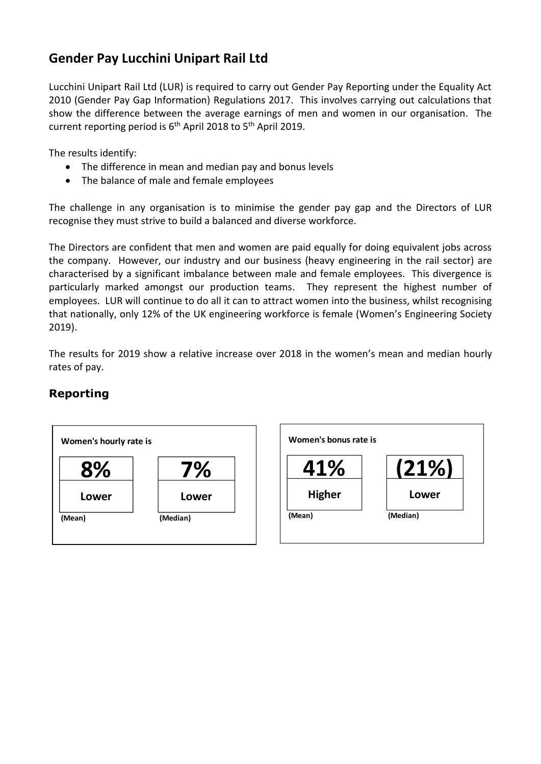# Gender Pay Lucchini Unipart Rail Ltd

Lucchini Unipart Rail Ltd (LUR) is required to carry out Gender Pay Reporting under the Equality Act 2010 (Gender Pay Gap Information) Regulations 2017. This involves carrying out calculations that show the difference between the average earnings of men and women in our organisation. The current reporting period is 6th April 2018 to 5th April 2019.

The results identify:

- The difference in mean and median pay and bonus levels
- The balance of male and female employees

The challenge in any organisation is to minimise the gender pay gap and the Directors of LUR recognise they must strive to build a balanced and diverse workforce.

The Directors are confident that men and women are paid equally for doing equivalent jobs across the company. However, our industry and our business (heavy engineering in the rail sector) are characterised by a significant imbalance between male and female employees. This divergence is particularly marked amongst our production teams. They represent the highest number of employees. LUR will continue to do all it can to attract women into the business, whilst recognising that nationally, only 12% of the UK engineering workforce is female (Women's Engineering Society 2019).

The results for 2019 show a relative increase over 2018 in the women's mean and median hourly rates of pay.

## Reporting

**Women's hourly rate is**

| | (Mean) | (Median) |
|---|---|---|
| Women's hourly rate is | **8%** Lower | **7%** Lower |

**Women's bonus rate is**

| | (Mean) | (Median) |
|---|---|---|
| Women's bonus rate is | **41%** Higher | **(21%)** Lower |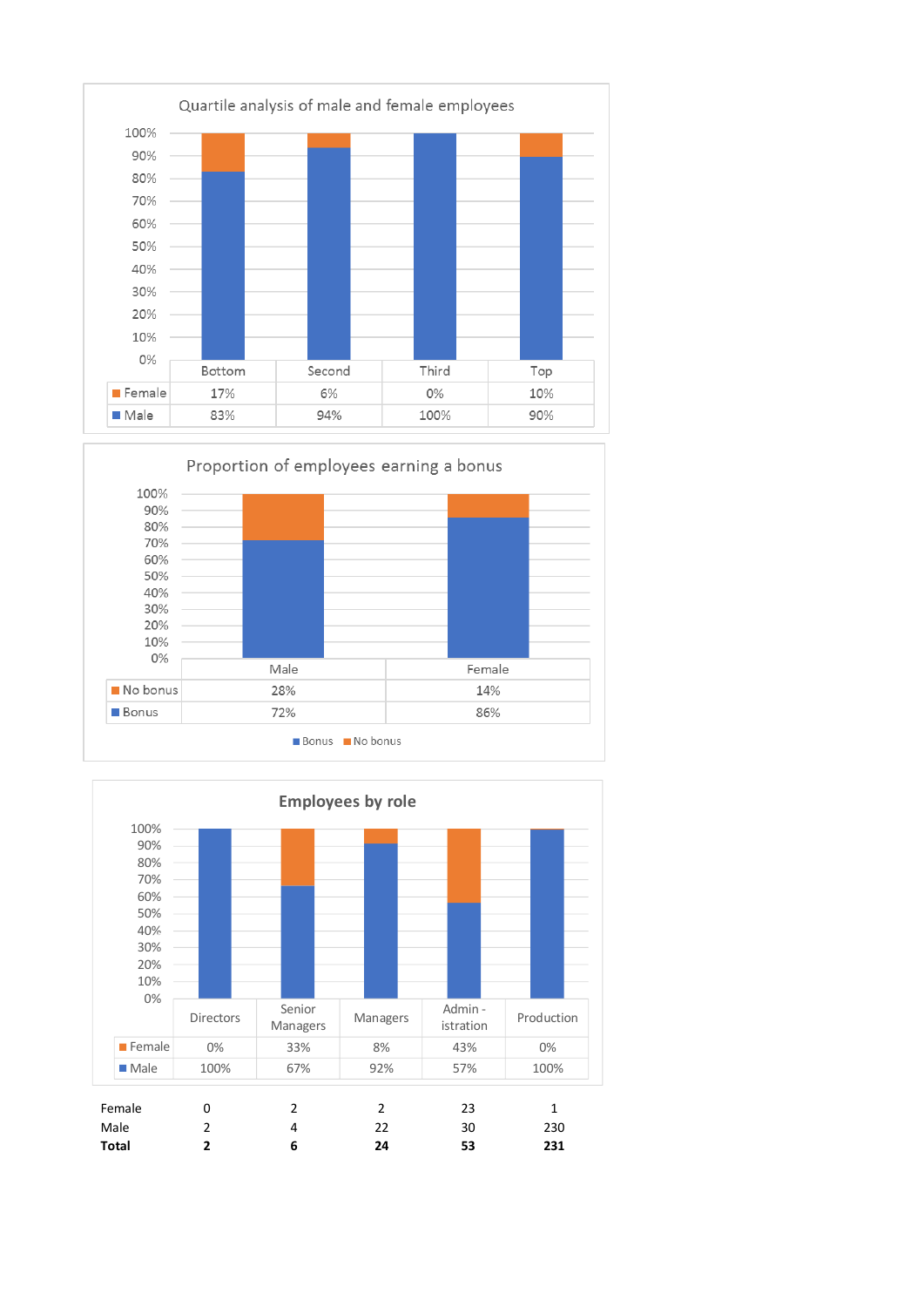Quartile analysis of male and female employees

100%
90%
80%
70%
60%
50%
40%
30%
20%
10%
0%

Bottom Second Third Top

Female 17% 6% 0% 10%

Male 83% 94% 100% 90%

Proportion of employees earning a bonus

100%
90%
80%
70%
60%
50%
40%
30%
20%
10%
0%

Male Female

No bonus 28% 14%

Bonus 72% 86%

Bonus No bonus

**Employees by role**

100%
90%
80%
70%
60%
50%
40%
30%
20%
10%
0%

Directors Senior Managers Managers Admin - istration Production

Female 0% 33% 8% 43% 0%

Male 100% 67% 92% 57% 100%

| | | | | | |
|---|---|---|---|---|---|
| Female | 0 | 2 | 2 | 23 | 1 |
| Male | 2 | 4 | 22 | 30 | 230 |
| **Total** | **2** | **6** | **24** | **53** | **231** |